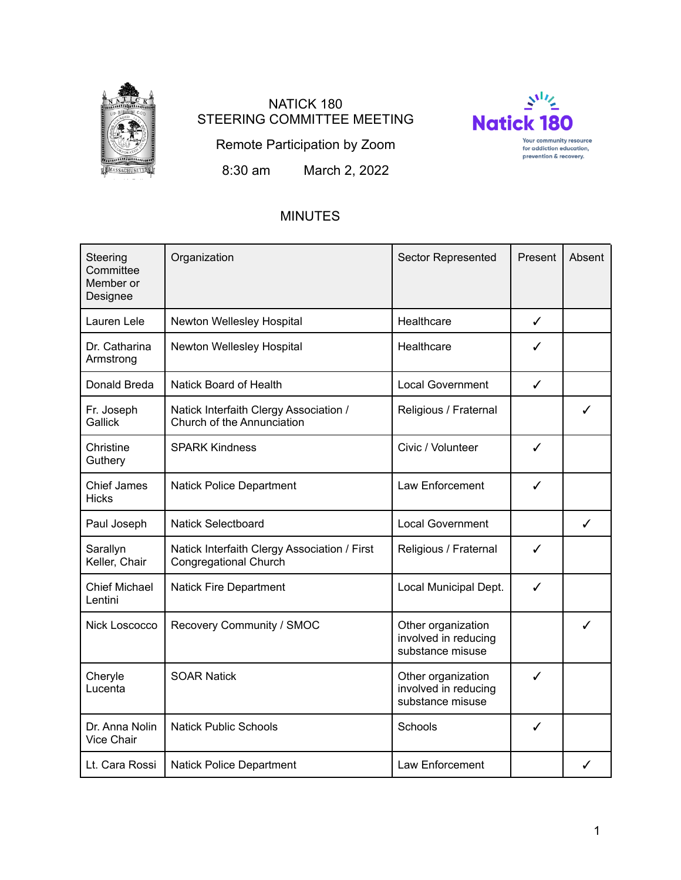NATICK 180
STEERING COMMITTEE MEETING

Remote Participation by Zoom

8:30 am March 2, 2022

Natick 180

Your community resource for addiction education, prevention & recovery.

# MINUTES

| Steering Committee Member or Designee | Organization | Sector Represented | Present | Absent |
|---|---|---|---|---|
| Lauren Lele | Newton Wellesley Hospital | Healthcare | ✓ | |
| Dr. Catharina Armstrong | Newton Wellesley Hospital | Healthcare | ✓ | |
| Donald Breda | Natick Board of Health | Local Government | ✓ | |
| Fr. Joseph Gallick | Natick Interfaith Clergy Association / Church of the Annunciation | Religious / Fraternal | | ✓ |
| Christine Guthery | SPARK Kindness | Civic / Volunteer | ✓ | |
| Chief James Hicks | Natick Police Department | Law Enforcement | ✓ | |
| Paul Joseph | Natick Selectboard | Local Government | | ✓ |
| Sarallyn Keller, Chair | Natick Interfaith Clergy Association / First Congregational Church | Religious / Fraternal | ✓ | |
| Chief Michael Lentini | Natick Fire Department | Local Municipal Dept. | ✓ | |
| Nick Loscocco | Recovery Community / SMOC | Other organization involved in reducing substance misuse | | ✓ |
| Cheryle Lucenta | SOAR Natick | Other organization involved in reducing substance misuse | ✓ | |
| Dr. Anna Nolin Vice Chair | Natick Public Schools | Schools | ✓ | |
| Lt. Cara Rossi | Natick Police Department | Law Enforcement | | ✓ |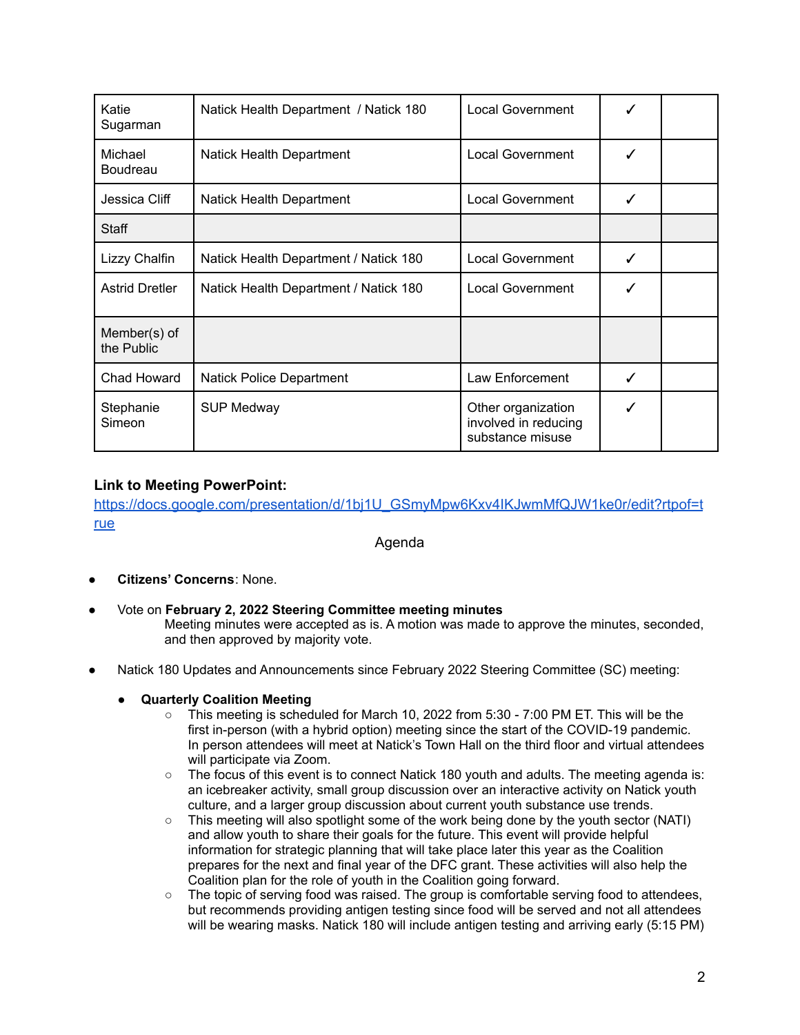| Katie Sugarman | Natick Health Department / Natick 180 | Local Government | ✓ | |
|---|---|---|---|---|
| Michael Boudreau | Natick Health Department | Local Government | ✓ | |
| Jessica Cliff | Natick Health Department | Local Government | ✓ | |
| Staff | | | | |
| Lizzy Chalfin | Natick Health Department / Natick 180 | Local Government | ✓ | |
| Astrid Dretler | Natick Health Department / Natick 180 | Local Government | ✓ | |
| Member(s) of the Public | | | | |
| Chad Howard | Natick Police Department | Law Enforcement | ✓ | |
| Stephanie Simeon | SUP Medway | Other organization involved in reducing substance misuse | ✓ | |

**Link to Meeting PowerPoint:**
https://docs.google.com/presentation/d/1bj1U_GSmyMpw6Kxv4IKJwmMfQJW1ke0r/edit?rtpof=true

Agenda

- **Citizens' Concerns**: None.
- Vote on **February 2, 2022 Steering Committee meeting minutes**
  Meeting minutes were accepted as is. A motion was made to approve the minutes, seconded, and then approved by majority vote.
- Natick 180 Updates and Announcements since February 2022 Steering Committee (SC) meeting:
  - **Quarterly Coalition Meeting**
    - This meeting is scheduled for March 10, 2022 from 5:30 - 7:00 PM ET. This will be the first in-person (with a hybrid option) meeting since the start of the COVID-19 pandemic. In person attendees will meet at Natick's Town Hall on the third floor and virtual attendees will participate via Zoom.
    - The focus of this event is to connect Natick 180 youth and adults. The meeting agenda is: an icebreaker activity, small group discussion over an interactive activity on Natick youth culture, and a larger group discussion about current youth substance use trends.
    - This meeting will also spotlight some of the work being done by the youth sector (NATI) and allow youth to share their goals for the future. This event will provide helpful information for strategic planning that will take place later this year as the Coalition prepares for the next and final year of the DFC grant. These activities will also help the Coalition plan for the role of youth in the Coalition going forward.
    - The topic of serving food was raised. The group is comfortable serving food to attendees, but recommends providing antigen testing since food will be served and not all attendees will be wearing masks. Natick 180 will include antigen testing and arriving early (5:15 PM)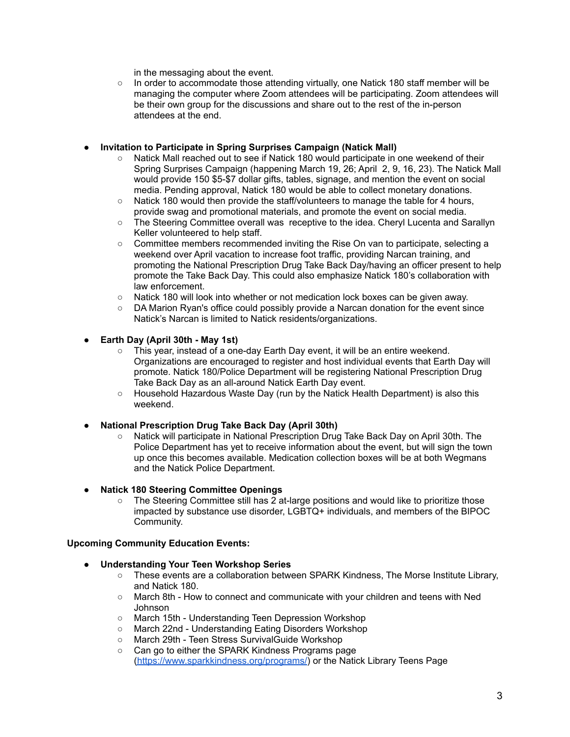in the messaging about the event.

- In order to accommodate those attending virtually, one Natick 180 staff member will be managing the computer where Zoom attendees will be participating. Zoom attendees will be their own group for the discussions and share out to the rest of the in-person attendees at the end.

- **Invitation to Participate in Spring Surprises Campaign (Natick Mall)**
  - Natick Mall reached out to see if Natick 180 would participate in one weekend of their Spring Surprises Campaign (happening March 19, 26; April 2, 9, 16, 23). The Natick Mall would provide 150 $5-$7 dollar gifts, tables, signage, and mention the event on social media. Pending approval, Natick 180 would be able to collect monetary donations.
  - Natick 180 would then provide the staff/volunteers to manage the table for 4 hours, provide swag and promotional materials, and promote the event on social media.
  - The Steering Committee overall was receptive to the idea. Cheryl Lucenta and Sarallyn Keller volunteered to help staff.
  - Committee members recommended inviting the Rise On van to participate, selecting a weekend over April vacation to increase foot traffic, providing Narcan training, and promoting the National Prescription Drug Take Back Day/having an officer present to help promote the Take Back Day. This could also emphasize Natick 180's collaboration with law enforcement.
  - Natick 180 will look into whether or not medication lock boxes can be given away.
  - DA Marion Ryan's office could possibly provide a Narcan donation for the event since Natick's Narcan is limited to Natick residents/organizations.

- **Earth Day (April 30th - May 1st)**
  - This year, instead of a one-day Earth Day event, it will be an entire weekend. Organizations are encouraged to register and host individual events that Earth Day will promote. Natick 180/Police Department will be registering National Prescription Drug Take Back Day as an all-around Natick Earth Day event.
  - Household Hazardous Waste Day (run by the Natick Health Department) is also this weekend.

- **National Prescription Drug Take Back Day (April 30th)**
  - Natick will participate in National Prescription Drug Take Back Day on April 30th. The Police Department has yet to receive information about the event, but will sign the town up once this becomes available. Medication collection boxes will be at both Wegmans and the Natick Police Department.

- **Natick 180 Steering Committee Openings**
  - The Steering Committee still has 2 at-large positions and would like to prioritize those impacted by substance use disorder, LGBTQ+ individuals, and members of the BIPOC Community.

**Upcoming Community Education Events:**

- **Understanding Your Teen Workshop Series**
  - These events are a collaboration between SPARK Kindness, The Morse Institute Library, and Natick 180.
  - March 8th - How to connect and communicate with your children and teens with Ned Johnson
  - March 15th - Understanding Teen Depression Workshop
  - March 22nd - Understanding Eating Disorders Workshop
  - March 29th - Teen Stress SurvivalGuide Workshop
  - Can go to either the SPARK Kindness Programs page (https://www.sparkkindness.org/programs/) or the Natick Library Teens Page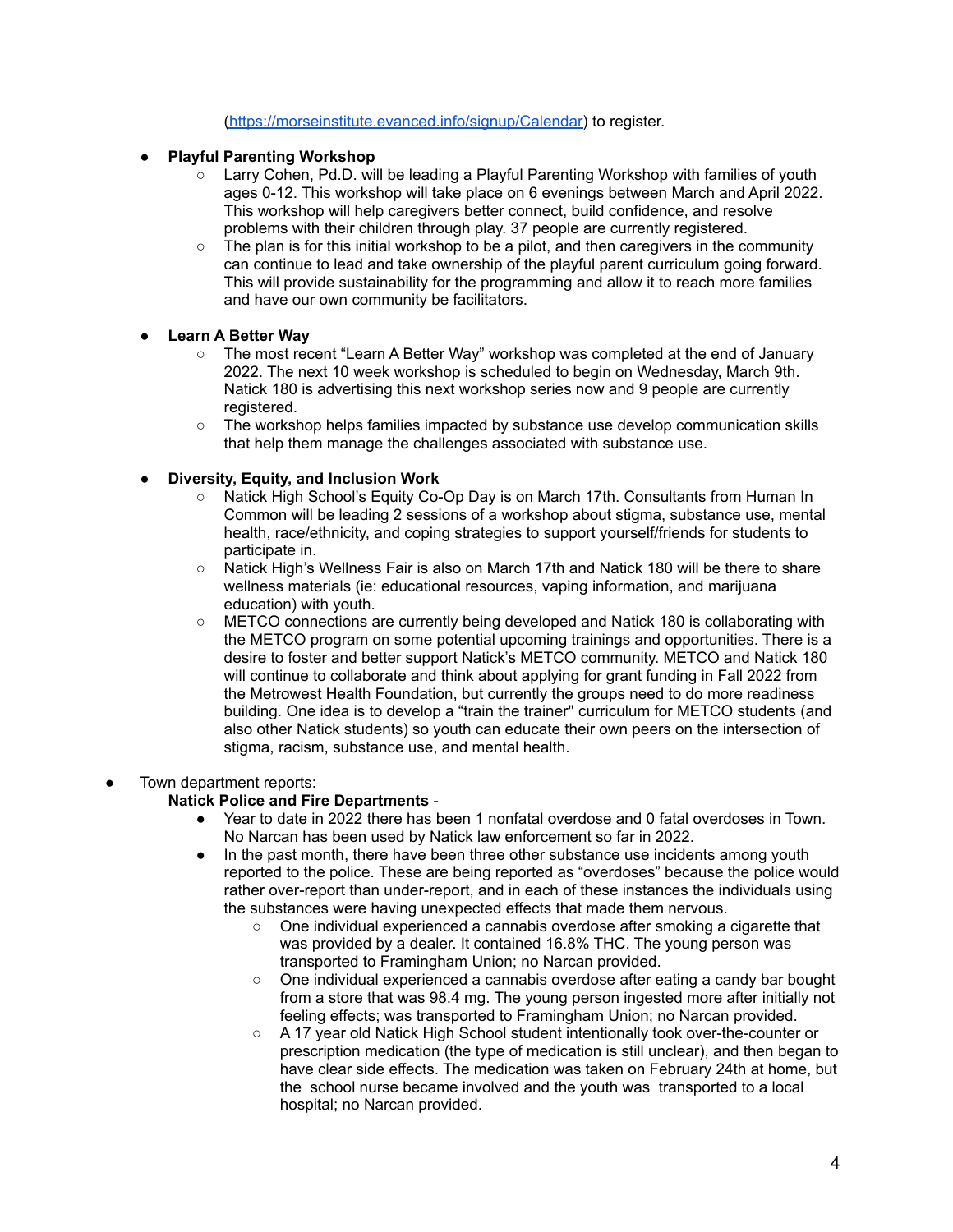(https://morseinstitute.evanced.info/signup/Calendar) to register.

- **Playful Parenting Workshop**
  - Larry Cohen, Pd.D. will be leading a Playful Parenting Workshop with families of youth ages 0-12. This workshop will take place on 6 evenings between March and April 2022. This workshop will help caregivers better connect, build confidence, and resolve problems with their children through play. 37 people are currently registered.
  - The plan is for this initial workshop to be a pilot, and then caregivers in the community can continue to lead and take ownership of the playful parent curriculum going forward. This will provide sustainability for the programming and allow it to reach more families and have our own community be facilitators.

- **Learn A Better Way**
  - The most recent "Learn A Better Way" workshop was completed at the end of January 2022. The next 10 week workshop is scheduled to begin on Wednesday, March 9th. Natick 180 is advertising this next workshop series now and 9 people are currently registered.
  - The workshop helps families impacted by substance use develop communication skills that help them manage the challenges associated with substance use.

- **Diversity, Equity, and Inclusion Work**
  - Natick High School's Equity Co-Op Day is on March 17th. Consultants from Human In Common will be leading 2 sessions of a workshop about stigma, substance use, mental health, race/ethnicity, and coping strategies to support yourself/friends for students to participate in.
  - Natick High's Wellness Fair is also on March 17th and Natick 180 will be there to share wellness materials (ie: educational resources, vaping information, and marijuana education) with youth.
  - METCO connections are currently being developed and Natick 180 is collaborating with the METCO program on some potential upcoming trainings and opportunities. There is a desire to foster and better support Natick's METCO community. METCO and Natick 180 will continue to collaborate and think about applying for grant funding in Fall 2022 from the Metrowest Health Foundation, but currently the groups need to do more readiness building. One idea is to develop a "train the trainer" curriculum for METCO students (and also other Natick students) so youth can educate their own peers on the intersection of stigma, racism, substance use, and mental health.

- Town department reports:

  **Natick Police and Fire Departments** -
  - Year to date in 2022 there has been 1 nonfatal overdose and 0 fatal overdoses in Town. No Narcan has been used by Natick law enforcement so far in 2022.
  - In the past month, there have been three other substance use incidents among youth reported to the police. These are being reported as "overdoses" because the police would rather over-report than under-report, and in each of these instances the individuals using the substances were having unexpected effects that made them nervous.
    - One individual experienced a cannabis overdose after smoking a cigarette that was provided by a dealer. It contained 16.8% THC. The young person was transported to Framingham Union; no Narcan provided.
    - One individual experienced a cannabis overdose after eating a candy bar bought from a store that was 98.4 mg. The young person ingested more after initially not feeling effects; was transported to Framingham Union; no Narcan provided.
    - A 17 year old Natick High School student intentionally took over-the-counter or prescription medication (the type of medication is still unclear), and then began to have clear side effects. The medication was taken on February 24th at home, but the school nurse became involved and the youth was transported to a local hospital; no Narcan provided.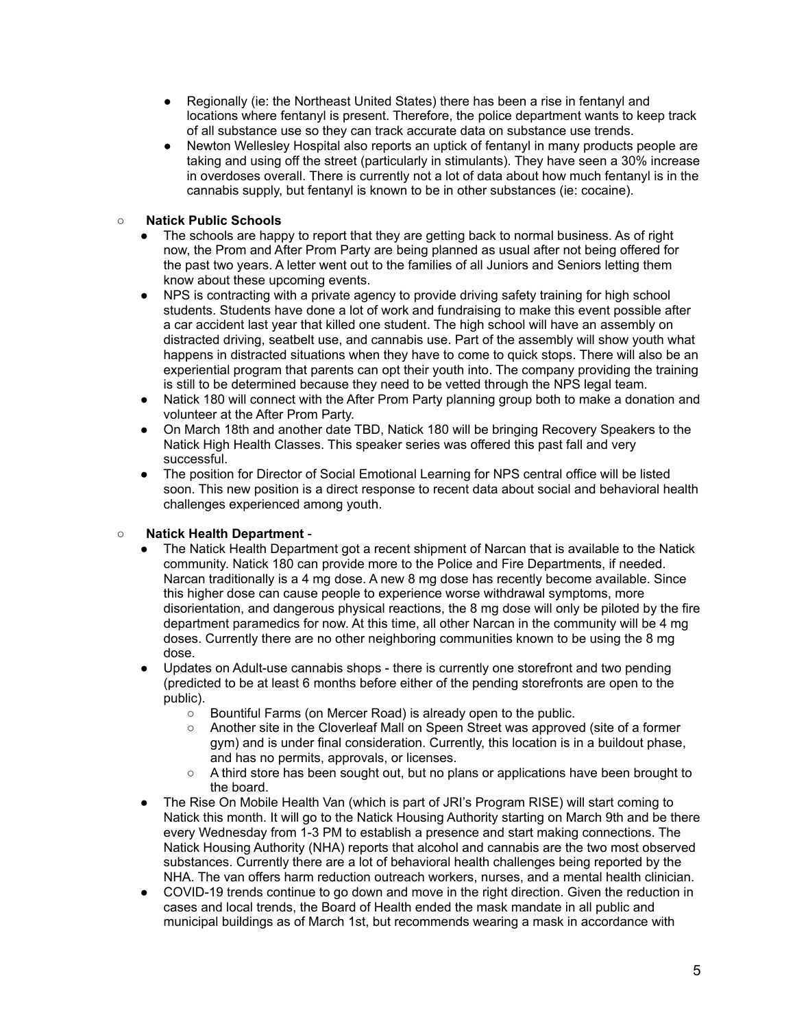- Regionally (ie: the Northeast United States) there has been a rise in fentanyl and locations where fentanyl is present. Therefore, the police department wants to keep track of all substance use so they can track accurate data on substance use trends.
- Newton Wellesley Hospital also reports an uptick of fentanyl in many products people are taking and using off the street (particularly in stimulants). They have seen a 30% increase in overdoses overall. There is currently not a lot of data about how much fentanyl is in the cannabis supply, but fentanyl is known to be in other substances (ie: cocaine).

- **Natick Public Schools**
    - The schools are happy to report that they are getting back to normal business. As of right now, the Prom and After Prom Party are being planned as usual after not being offered for the past two years. A letter went out to the families of all Juniors and Seniors letting them know about these upcoming events.
    - NPS is contracting with a private agency to provide driving safety training for high school students. Students have done a lot of work and fundraising to make this event possible after a car accident last year that killed one student. The high school will have an assembly on distracted driving, seatbelt use, and cannabis use. Part of the assembly will show youth what happens in distracted situations when they have to come to quick stops. There will also be an experiential program that parents can opt their youth into. The company providing the training is still to be determined because they need to be vetted through the NPS legal team.
    - Natick 180 will connect with the After Prom Party planning group both to make a donation and volunteer at the After Prom Party.
    - On March 18th and another date TBD, Natick 180 will be bringing Recovery Speakers to the Natick High Health Classes. This speaker series was offered this past fall and very successful.
    - The position for Director of Social Emotional Learning for NPS central office will be listed soon. This new position is a direct response to recent data about social and behavioral health challenges experienced among youth.

- **Natick Health Department** -
    - The Natick Health Department got a recent shipment of Narcan that is available to the Natick community. Natick 180 can provide more to the Police and Fire Departments, if needed. Narcan traditionally is a 4 mg dose. A new 8 mg dose has recently become available. Since this higher dose can cause people to experience worse withdrawal symptoms, more disorientation, and dangerous physical reactions, the 8 mg dose will only be piloted by the fire department paramedics for now. At this time, all other Narcan in the community will be 4 mg doses. Currently there are no other neighboring communities known to be using the 8 mg dose.
    - Updates on Adult-use cannabis shops - there is currently one storefront and two pending (predicted to be at least 6 months before either of the pending storefronts are open to the public).
        - Bountiful Farms (on Mercer Road) is already open to the public.
        - Another site in the Cloverleaf Mall on Speen Street was approved (site of a former gym) and is under final consideration. Currently, this location is in a buildout phase, and has no permits, approvals, or licenses.
        - A third store has been sought out, but no plans or applications have been brought to the board.
    - The Rise On Mobile Health Van (which is part of JRI's Program RISE) will start coming to Natick this month. It will go to the Natick Housing Authority starting on March 9th and be there every Wednesday from 1-3 PM to establish a presence and start making connections. The Natick Housing Authority (NHA) reports that alcohol and cannabis are the two most observed substances. Currently there are a lot of behavioral health challenges being reported by the NHA. The van offers harm reduction outreach workers, nurses, and a mental health clinician.
    - COVID-19 trends continue to go down and move in the right direction. Given the reduction in cases and local trends, the Board of Health ended the mask mandate in all public and municipal buildings as of March 1st, but recommends wearing a mask in accordance with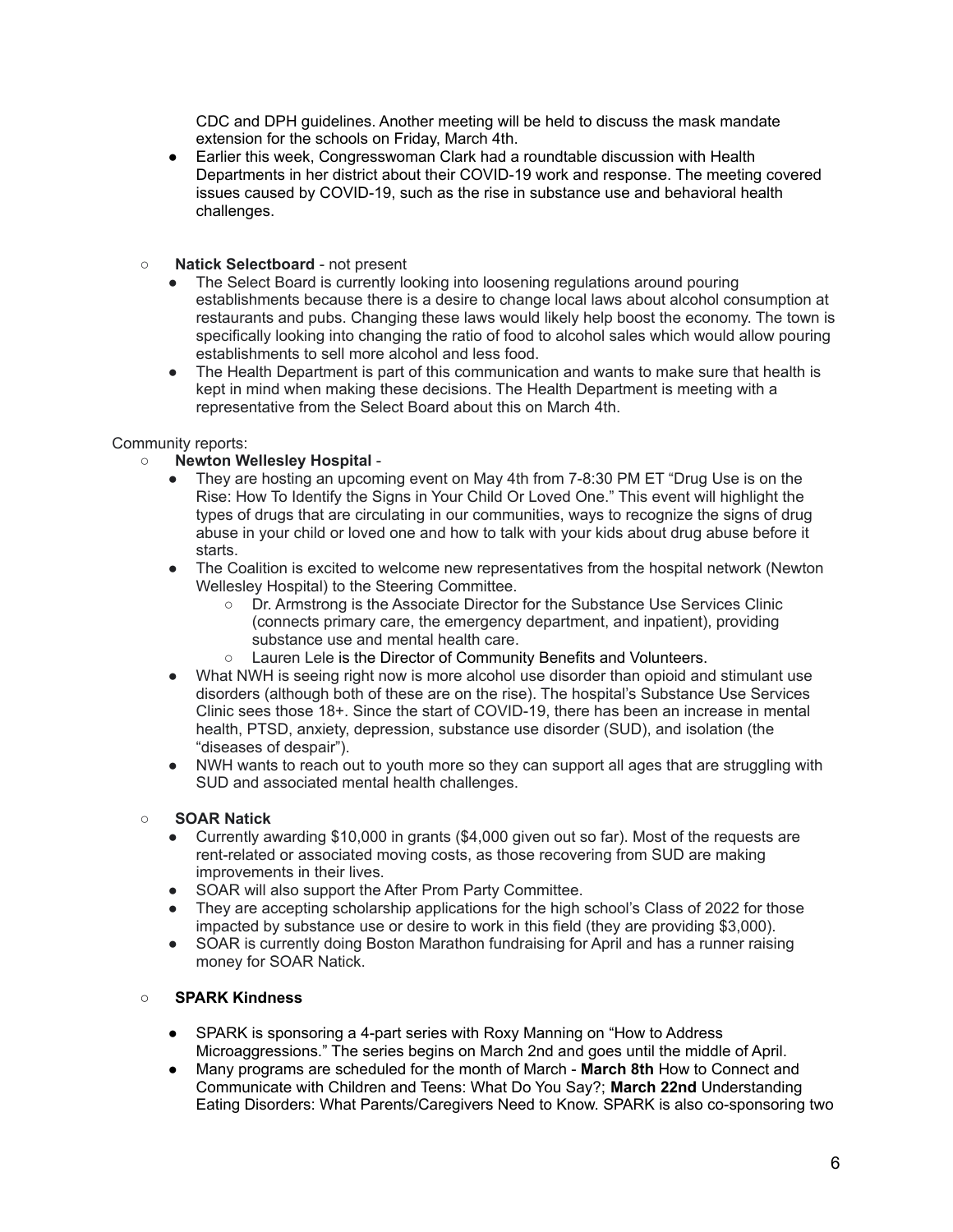CDC and DPH guidelines. Another meeting will be held to discuss the mask mandate extension for the schools on Friday, March 4th.
  - Earlier this week, Congresswoman Clark had a roundtable discussion with Health Departments in her district about their COVID-19 work and response. The meeting covered issues caused by COVID-19, such as the rise in substance use and behavioral health challenges.

- **Natick Selectboard** - not present
  - The Select Board is currently looking into loosening regulations around pouring establishments because there is a desire to change local laws about alcohol consumption at restaurants and pubs. Changing these laws would likely help boost the economy. The town is specifically looking into changing the ratio of food to alcohol sales which would allow pouring establishments to sell more alcohol and less food.
  - The Health Department is part of this communication and wants to make sure that health is kept in mind when making these decisions. The Health Department is meeting with a representative from the Select Board about this on March 4th.

Community reports:

- **Newton Wellesley Hospital** -
  - They are hosting an upcoming event on May 4th from 7-8:30 PM ET "Drug Use is on the Rise: How To Identify the Signs in Your Child Or Loved One." This event will highlight the types of drugs that are circulating in our communities, ways to recognize the signs of drug abuse in your child or loved one and how to talk with your kids about drug abuse before it starts.
  - The Coalition is excited to welcome new representatives from the hospital network (Newton Wellesley Hospital) to the Steering Committee.
    - Dr. Armstrong is the Associate Director for the Substance Use Services Clinic (connects primary care, the emergency department, and inpatient), providing substance use and mental health care.
    - Lauren Lele is the Director of Community Benefits and Volunteers.
  - What NWH is seeing right now is more alcohol use disorder than opioid and stimulant use disorders (although both of these are on the rise). The hospital's Substance Use Services Clinic sees those 18+. Since the start of COVID-19, there has been an increase in mental health, PTSD, anxiety, depression, substance use disorder (SUD), and isolation (the "diseases of despair").
  - NWH wants to reach out to youth more so they can support all ages that are struggling with SUD and associated mental health challenges.

- **SOAR Natick**
  - Currently awarding $10,000 in grants ($4,000 given out so far). Most of the requests are rent-related or associated moving costs, as those recovering from SUD are making improvements in their lives.
  - SOAR will also support the After Prom Party Committee.
  - They are accepting scholarship applications for the high school's Class of 2022 for those impacted by substance use or desire to work in this field (they are providing $3,000).
  - SOAR is currently doing Boston Marathon fundraising for April and has a runner raising money for SOAR Natick.

- **SPARK Kindness**
  - SPARK is sponsoring a 4-part series with Roxy Manning on "How to Address Microaggressions." The series begins on March 2nd and goes until the middle of April.
  - Many programs are scheduled for the month of March - **March 8th** How to Connect and Communicate with Children and Teens: What Do You Say?; **March 22nd** Understanding Eating Disorders: What Parents/Caregivers Need to Know. SPARK is also co-sponsoring two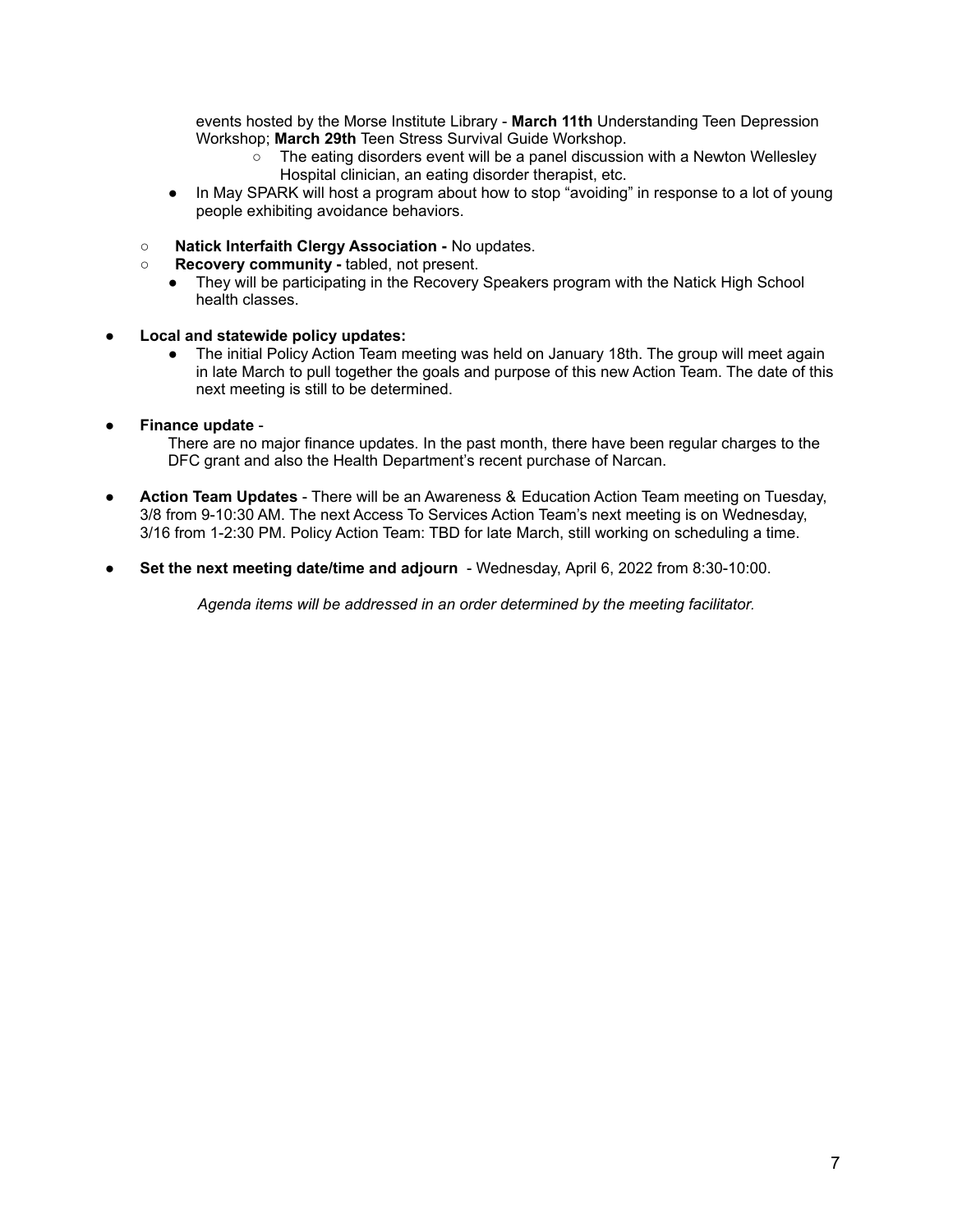events hosted by the Morse Institute Library - **March 11th** Understanding Teen Depression Workshop; **March 29th** Teen Stress Survival Guide Workshop.
   - The eating disorders event will be a panel discussion with a Newton Wellesley Hospital clinician, an eating disorder therapist, etc.
- In May SPARK will host a program about how to stop "avoiding" in response to a lot of young people exhibiting avoidance behaviors.

- **Natick Interfaith Clergy Association -** No updates.
- **Recovery community -** tabled, not present.
  - They will be participating in the Recovery Speakers program with the Natick High School health classes.

- **Local and statewide policy updates:**
  - The initial Policy Action Team meeting was held on January 18th. The group will meet again in late March to pull together the goals and purpose of this new Action Team. The date of this next meeting is still to be determined.

- **Finance update** -
  There are no major finance updates. In the past month, there have been regular charges to the DFC grant and also the Health Department's recent purchase of Narcan.

- **Action Team Updates** - There will be an Awareness & Education Action Team meeting on Tuesday, 3/8 from 9-10:30 AM. The next Access To Services Action Team's next meeting is on Wednesday, 3/16 from 1-2:30 PM. Policy Action Team: TBD for late March, still working on scheduling a time.

- **Set the next meeting date/time and adjourn** - Wednesday, April 6, 2022 from 8:30-10:00.

*Agenda items will be addressed in an order determined by the meeting facilitator.*